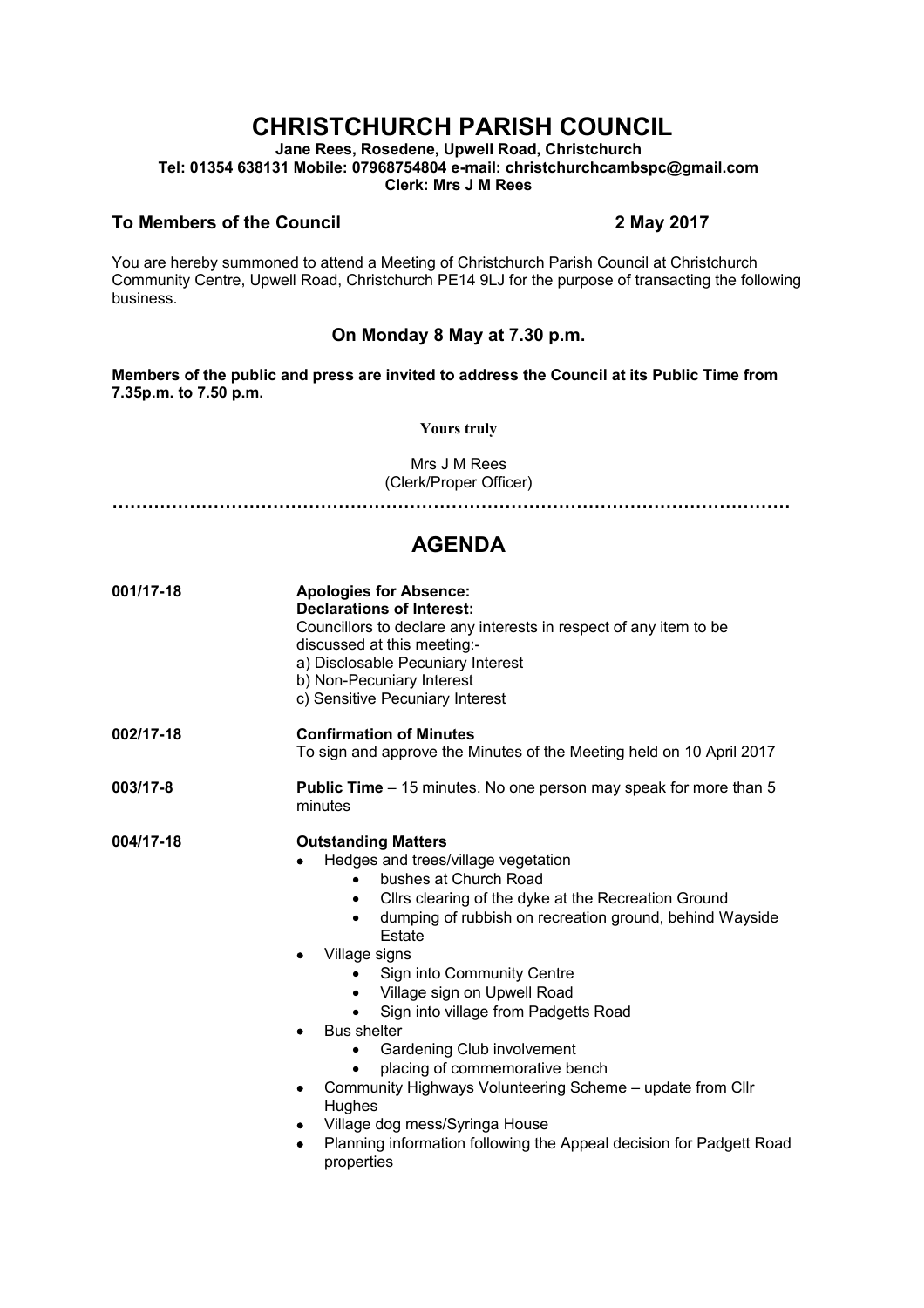# CHRISTCHURCH PARISH COUNCIL

**Jane Rees, Rosedene, Upwell Road, Christchurch**
**Tel: 01354 638131 Mobile: 07968754804 e-mail: christchurchcambspc@gmail.com**
**Clerk: Mrs J M Rees**

**To Members of the Council** **2 May 2017**

You are hereby summoned to attend a Meeting of Christchurch Parish Council at Christchurch Community Centre, Upwell Road, Christchurch PE14 9LJ for the purpose of transacting the following business.

### On Monday 8 May at 7.30 p.m.

**Members of the public and press are invited to address the Council at its Public Time from 7.35p.m. to 7.50 p.m.**

**Yours truly**

Mrs J M Rees
(Clerk/Proper Officer)

……………………………………………………………………………………………………

## AGENDA

**001/17-18**

**Apologies for Absence:**
**Declarations of Interest:**
Councillors to declare any interests in respect of any item to be discussed at this meeting:-
a) Disclosable Pecuniary Interest
b) Non-Pecuniary Interest
c) Sensitive Pecuniary Interest

**002/17-18**

**Confirmation of Minutes**
To sign and approve the Minutes of the Meeting held on 10 April 2017

**003/17-8**

**Public Time** – 15 minutes. No one person may speak for more than 5 minutes

**004/17-18**

**Outstanding Matters**

- Hedges and trees/village vegetation
  - bushes at Church Road
  - Cllrs clearing of the dyke at the Recreation Ground
  - dumping of rubbish on recreation ground, behind Wayside Estate
- Village signs
  - Sign into Community Centre
  - Village sign on Upwell Road
  - Sign into village from Padgetts Road
- Bus shelter
  - Gardening Club involvement
  - placing of commemorative bench
- Community Highways Volunteering Scheme – update from Cllr Hughes
- Village dog mess/Syringa House
- Planning information following the Appeal decision for Padgett Road properties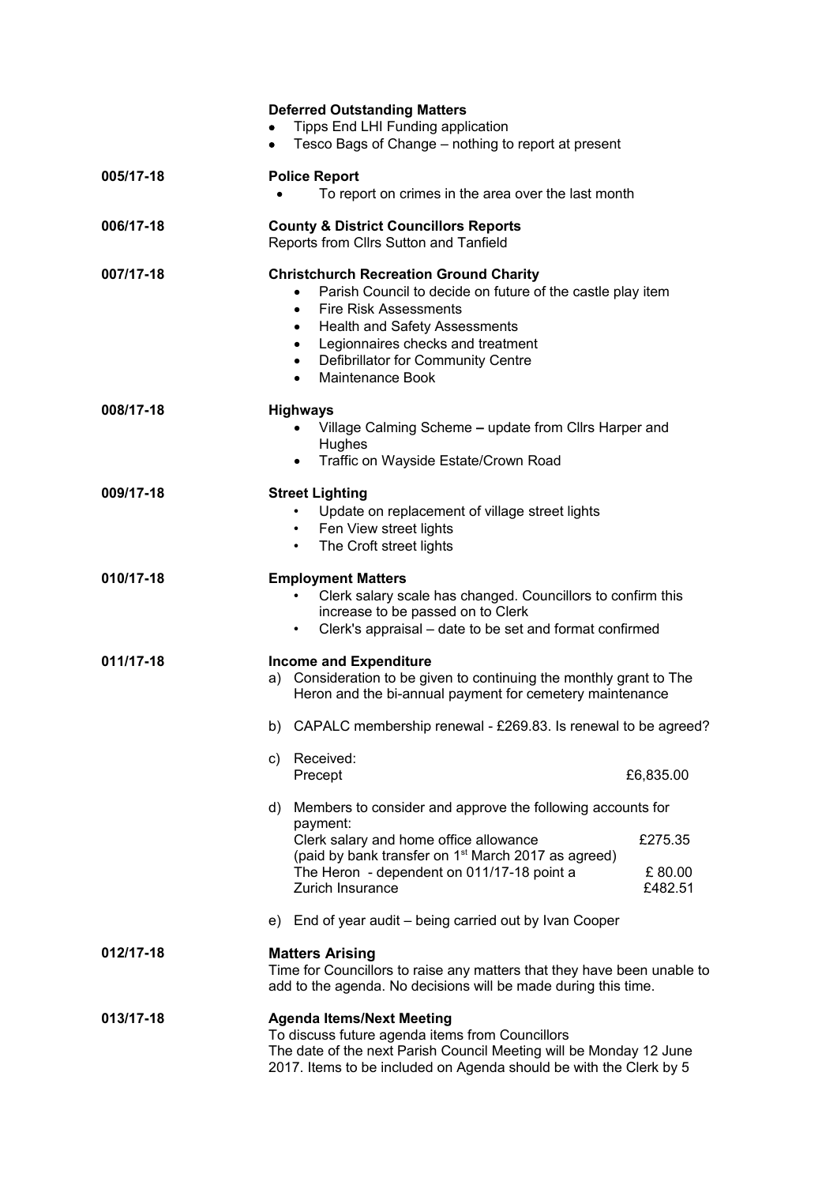**Deferred Outstanding Matters**

- Tipps End LHI Funding application
- Tesco Bags of Change – nothing to report at present

**005/17-18 Police Report**

- To report on crimes in the area over the last month

**006/17-18 County & District Councillors Reports**

Reports from Cllrs Sutton and Tanfield

**007/17-18 Christchurch Recreation Ground Charity**

- Parish Council to decide on future of the castle play item
- Fire Risk Assessments
- Health and Safety Assessments
- Legionnaires checks and treatment
- Defibrillator for Community Centre
- Maintenance Book

**008/17-18 Highways**

- Village Calming Scheme **–** update from Cllrs Harper and Hughes
- Traffic on Wayside Estate/Crown Road

**009/17-18 Street Lighting**

- Update on replacement of village street lights
- Fen View street lights
- The Croft street lights

**010/17-18 Employment Matters**

- Clerk salary scale has changed. Councillors to confirm this increase to be passed on to Clerk
- Clerk's appraisal – date to be set and format confirmed

**011/17-18 Income and Expenditure**

a) Consideration to be given to continuing the monthly grant to The Heron and the bi-annual payment for cemetery maintenance

b) CAPALC membership renewal - £269.83. Is renewal to be agreed?

c) Received:

| | |
|---|---|
| Precept | £6,835.00 |

d) Members to consider and approve the following accounts for payment:

| | |
|---|---|
| Clerk salary and home office allowance (paid by bank transfer on 1st March 2017 as agreed) | £275.35 |
| The Heron - dependent on 011/17-18 point a | £ 80.00 |
| Zurich Insurance | £482.51 |

e) End of year audit – being carried out by Ivan Cooper

**012/17-18 Matters Arising**

Time for Councillors to raise any matters that they have been unable to add to the agenda. No decisions will be made during this time.

**013/17-18 Agenda Items/Next Meeting**

To discuss future agenda items from Councillors

The date of the next Parish Council Meeting will be Monday 12 June 2017. Items to be included on Agenda should be with the Clerk by 5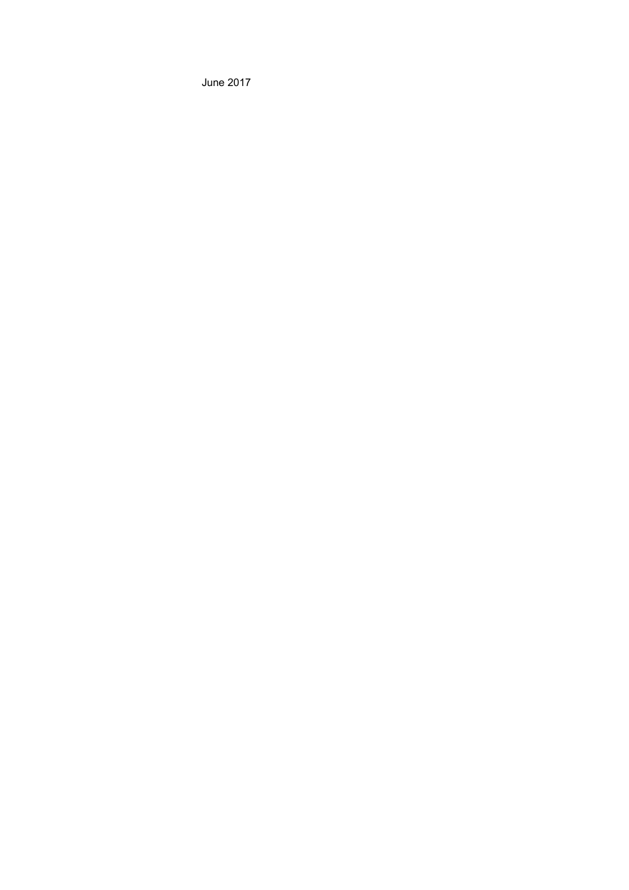June 2017